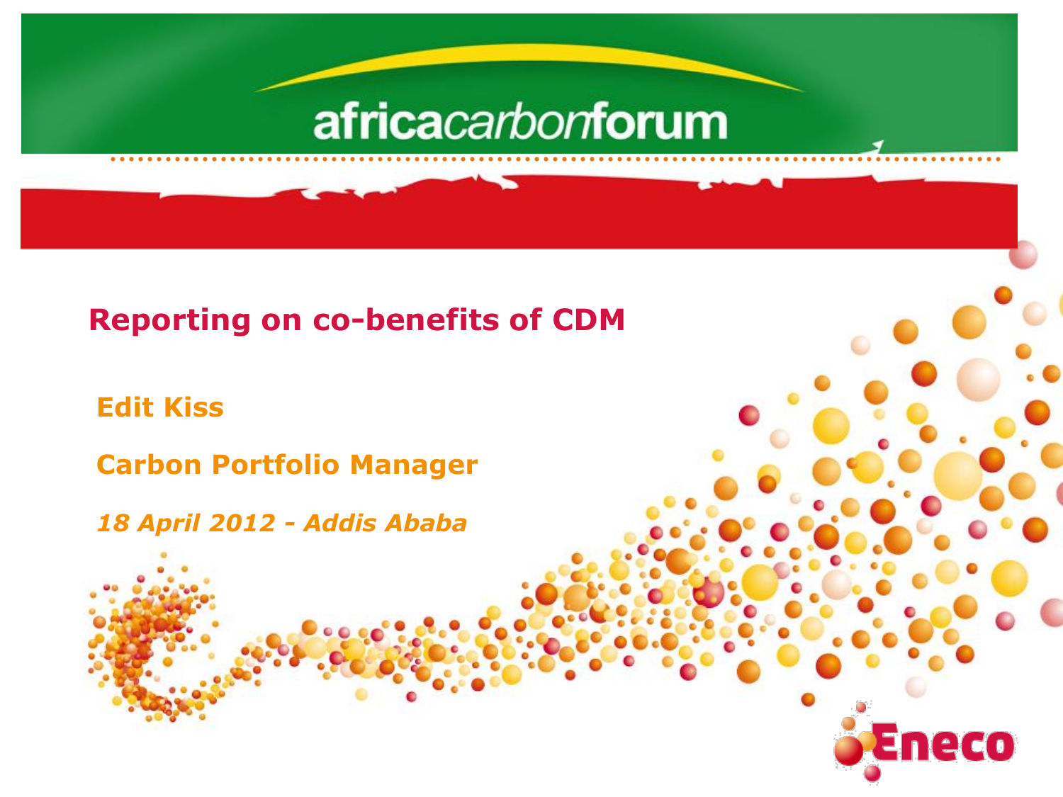africacarbonforum

# Reporting on co-benefits of CDM

**Edit Kiss**

**Carbon Portfolio Manager**

***18 April 2012 - Addis Ababa***

Eneco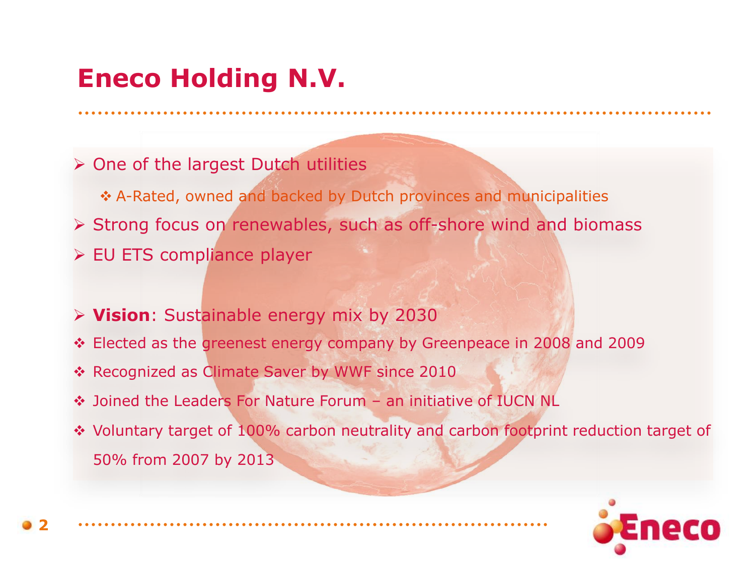# Eneco Holding N.V.

- One of the largest Dutch utilities
  - A-Rated, owned and backed by Dutch provinces and municipalities
- Strong focus on renewables, such as off-shore wind and biomass
- EU ETS compliance player

- **Vision**: Sustainable energy mix by 2030
- Elected as the greenest energy company by Greenpeace in 2008 and 2009
- Recognized as Climate Saver by WWF since 2010
- Joined the Leaders For Nature Forum – an initiative of IUCN NL
- Voluntary target of 100% carbon neutrality and carbon footprint reduction target of 50% from 2007 by 2013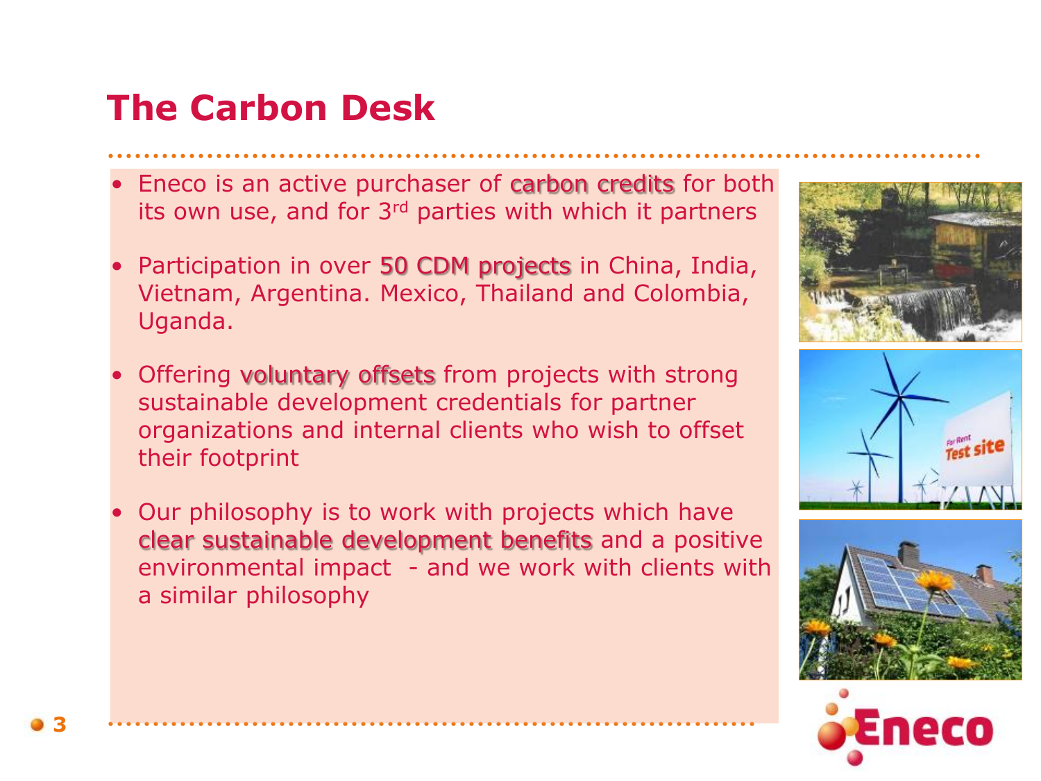# The Carbon Desk

- Eneco is an active purchaser of carbon credits for both its own use, and for 3rd parties with which it partners
- Participation in over 50 CDM projects in China, India, Vietnam, Argentina. Mexico, Thailand and Colombia, Uganda.
- Offering voluntary offsets from projects with strong sustainable development credentials for partner organizations and internal clients who wish to offset their footprint
- Our philosophy is to work with projects which have clear sustainable development benefits and a positive environmental impact - and we work with clients with a similar philosophy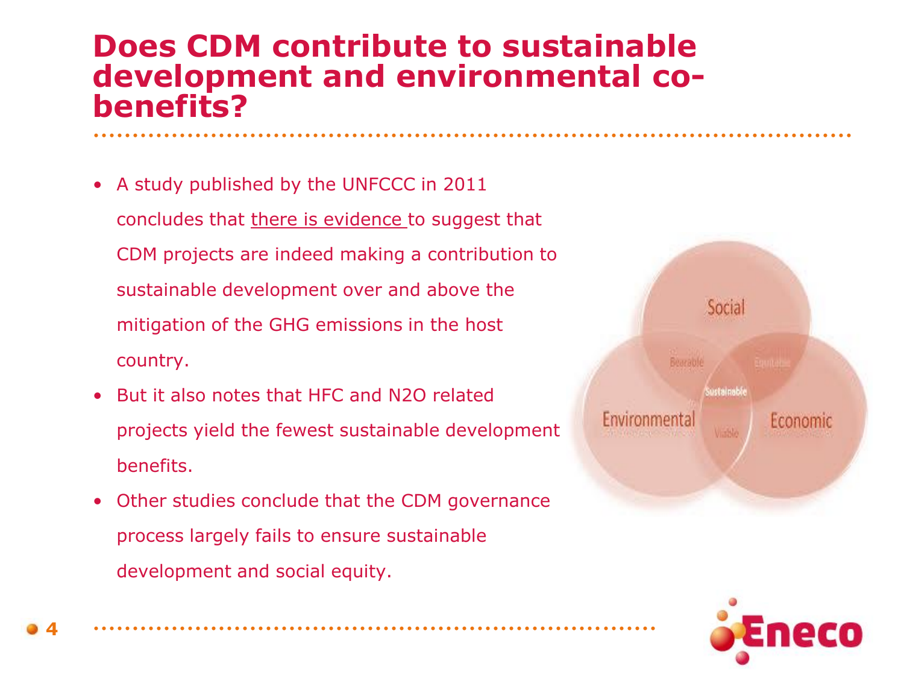# Does CDM contribute to sustainable development and environmental co-benefits?

- A study published by the UNFCCC in 2011 concludes that there is evidence to suggest that CDM projects are indeed making a contribution to sustainable development over and above the mitigation of the GHG emissions in the host country.
- But it also notes that HFC and $N_2O$ related projects yield the fewest sustainable development benefits.
- Other studies conclude that the CDM governance process largely fails to ensure sustainable development and social equity.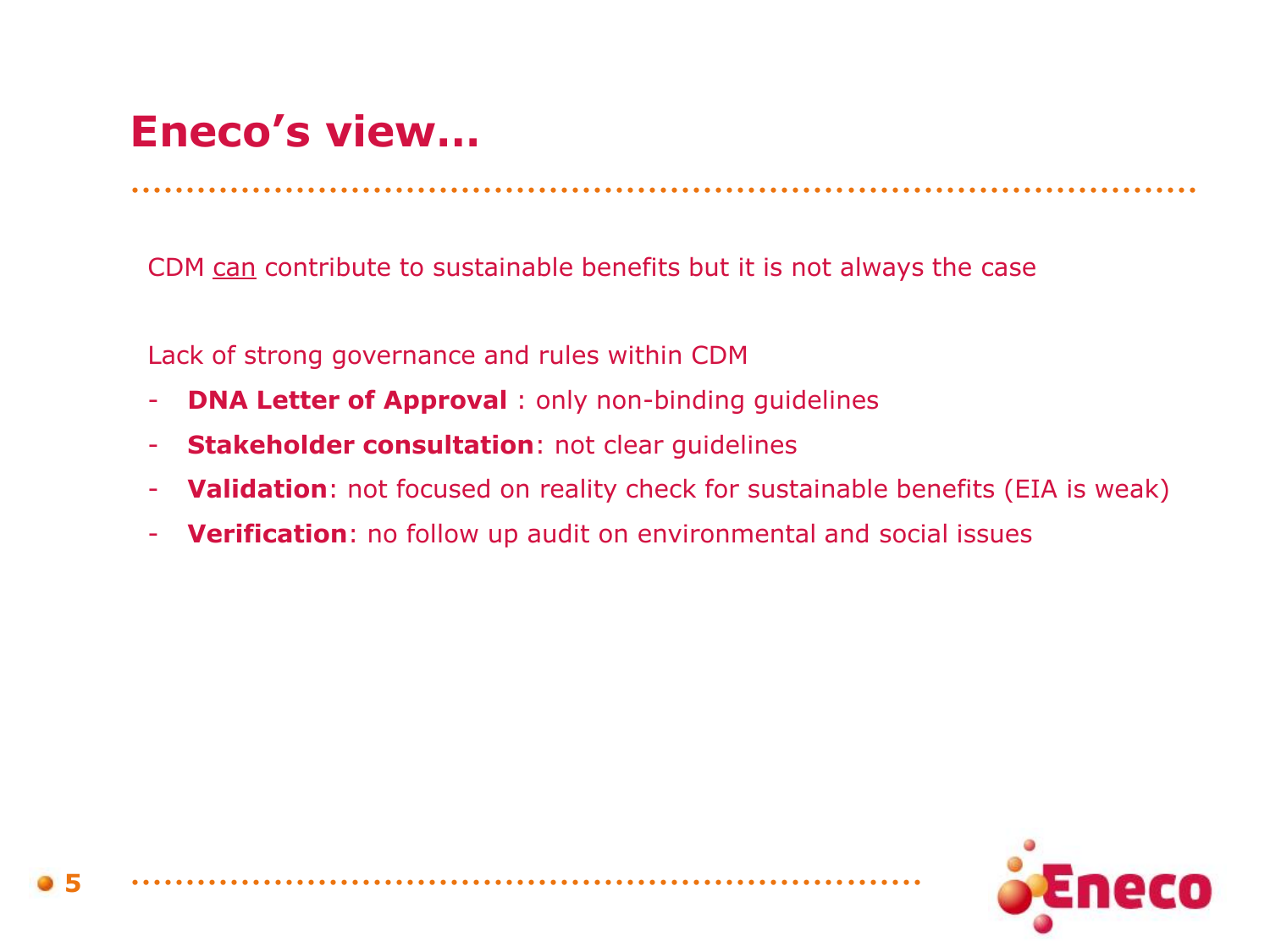# Eneco's view…

CDM <u>can</u> contribute to sustainable benefits but it is not always the case

Lack of strong governance and rules within CDM

- **DNA Letter of Approval** : only non-binding guidelines
- **Stakeholder consultation**: not clear guidelines
- **Validation**: not focused on reality check for sustainable benefits (EIA is weak)
- **Verification**: no follow up audit on environmental and social issues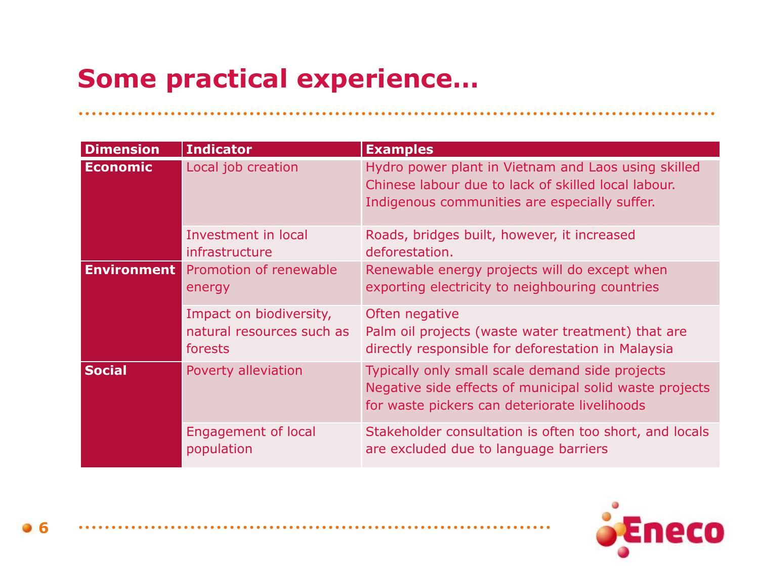# Some practical experience…

| Dimension | Indicator | Examples |
|---|---|---|
| **Economic** | Local job creation | Hydro power plant in Vietnam and Laos using skilled Chinese labour due to lack of skilled local labour. Indigenous communities are especially suffer. |
| | Investment in local infrastructure | Roads, bridges built, however, it increased deforestation. |
| **Environment** | Promotion of renewable energy | Renewable energy projects will do except when exporting electricity to neighbouring countries |
| | Impact on biodiversity, natural resources such as forests | Often negative<br>Palm oil projects (waste water treatment) that are directly responsible for deforestation in Malaysia |
| **Social** | Poverty alleviation | Typically only small scale demand side projects<br>Negative side effects of municipal solid waste projects for waste pickers can deteriorate livelihoods |
| | Engagement of local population | Stakeholder consultation is often too short, and locals are excluded due to language barriers |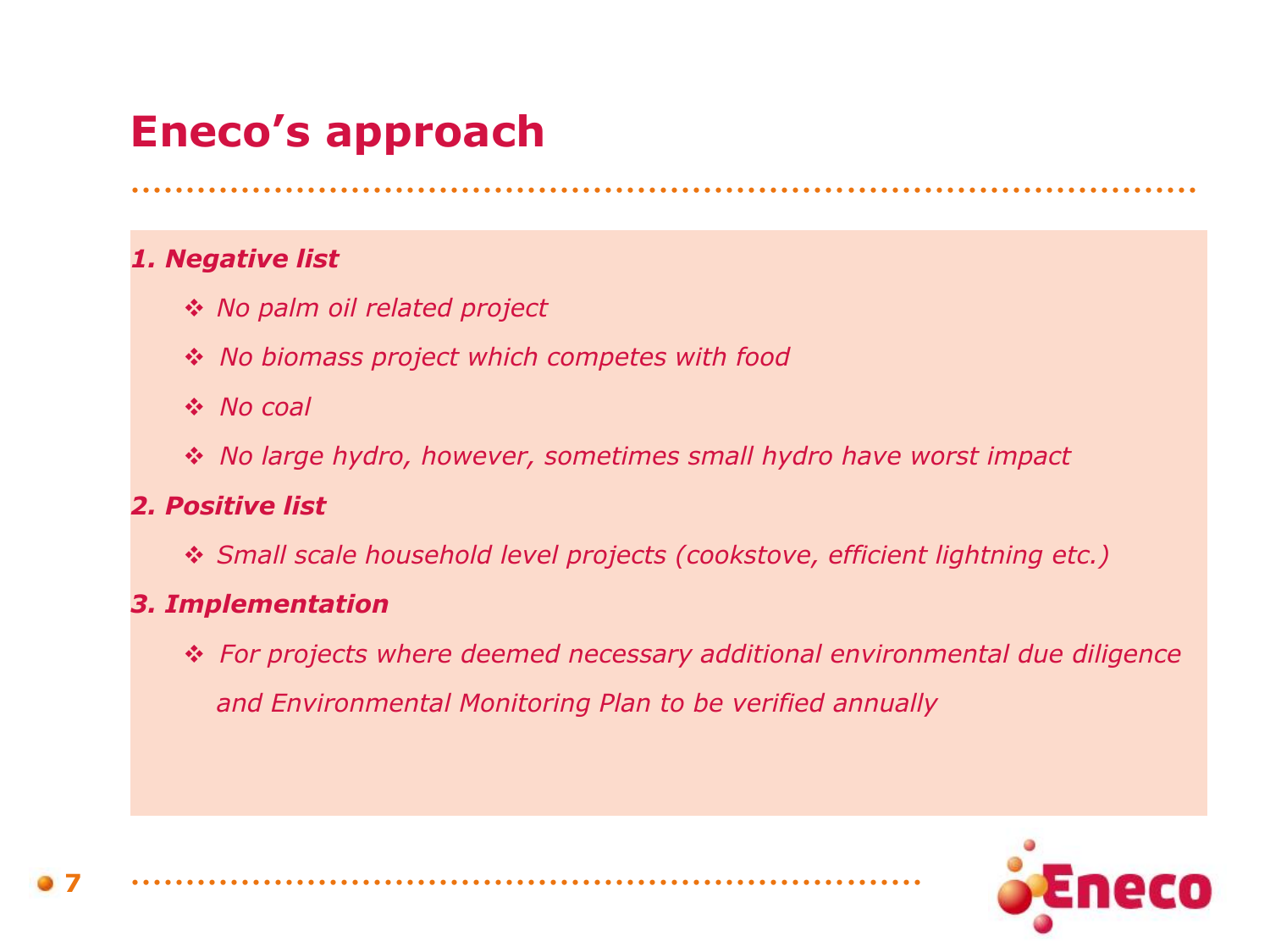# Eneco's approach

***1. Negative list***

- *No palm oil related project*
- *No biomass project which competes with food*
- *No coal*
- *No large hydro, however, sometimes small hydro have worst impact*

***2. Positive list***

- *Small scale household level projects (cookstove, efficient lightning etc.)*

***3. Implementation***

- *For projects where deemed necessary additional environmental due diligence and Environmental Monitoring Plan to be verified annually*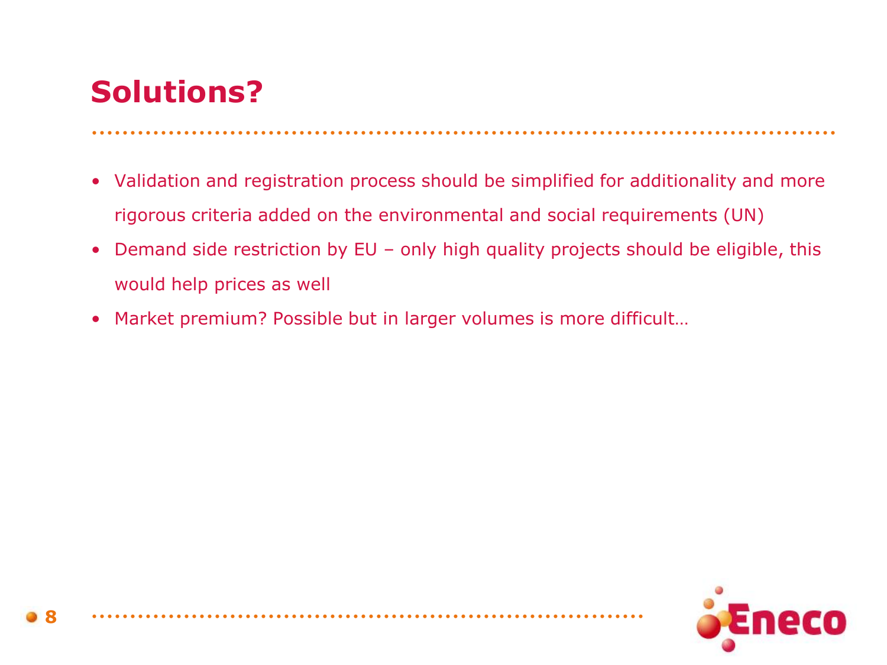# Solutions?

- Validation and registration process should be simplified for additionality and more rigorous criteria added on the environmental and social requirements (UN)
- Demand side restriction by EU – only high quality projects should be eligible, this would help prices as well
- Market premium? Possible but in larger volumes is more difficult…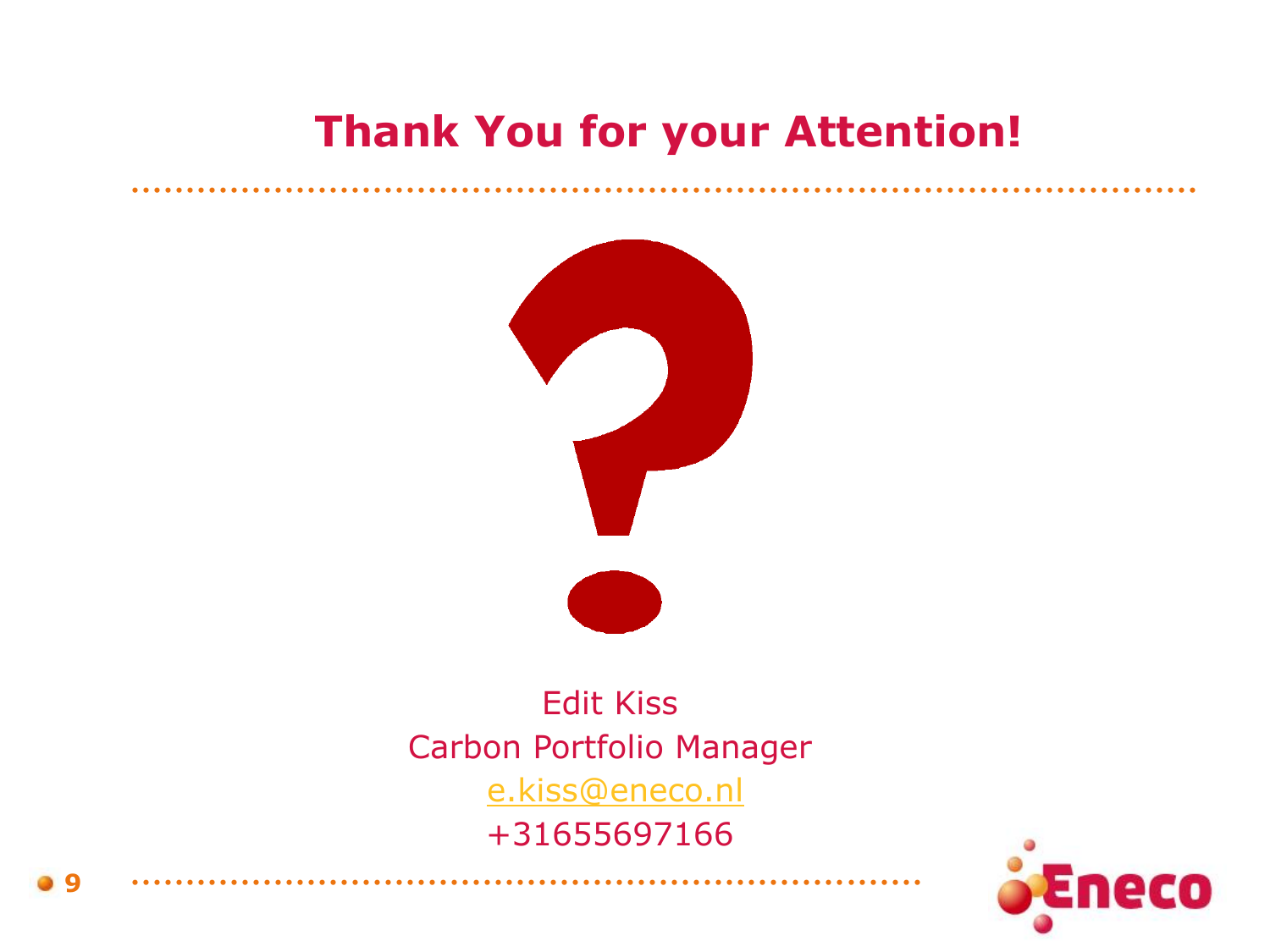# Thank You for your Attention!

Edit Kiss
Carbon Portfolio Manager
e.kiss@eneco.nl
+31655697166